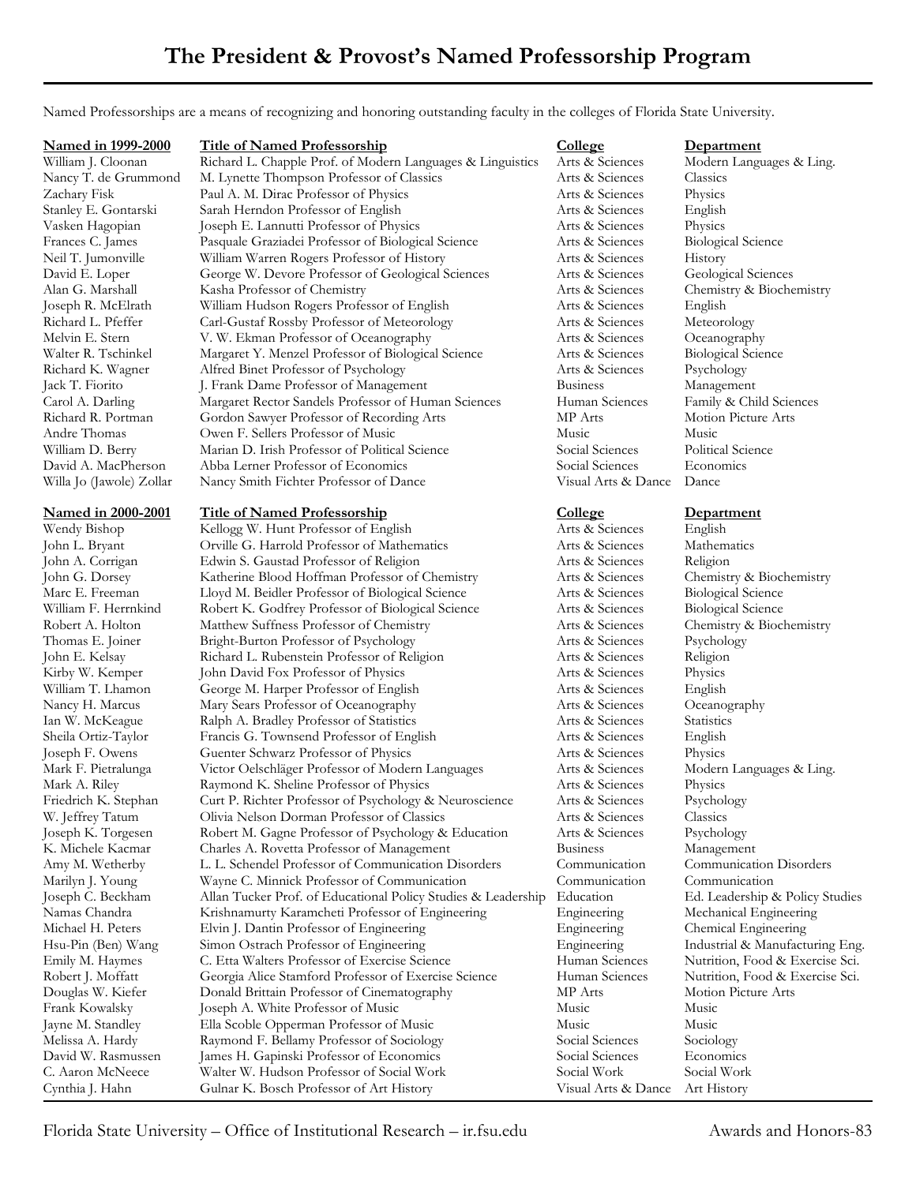# The President & Provost's Named Professorship Program

Named Professorships are a means of recognizing and honoring outstanding faculty in the colleges of Florida State University.

| Named in 1999-2000 | Title of Named Professorship | College | Department |
|---|---|---|---|
| William J. Cloonan | Richard L. Chapple Prof. of Modern Languages & Linguistics | Arts & Sciences | Modern Languages & Ling. |
| Nancy T. de Grummond | M. Lynette Thompson Professor of Classics | Arts & Sciences | Classics |
| Zachary Fisk | Paul A. M. Dirac Professor of Physics | Arts & Sciences | Physics |
| Stanley E. Gontarski | Sarah Herndon Professor of English | Arts & Sciences | English |
| Vasken Hagopian | Joseph E. Lannutti Professor of Physics | Arts & Sciences | Physics |
| Frances C. James | Pasquale Graziadei Professor of Biological Science | Arts & Sciences | Biological Science |
| Neil T. Jumonville | William Warren Rogers Professor of History | Arts & Sciences | History |
| David E. Loper | George W. Devore Professor of Geological Sciences | Arts & Sciences | Geological Sciences |
| Alan G. Marshall | Kasha Professor of Chemistry | Arts & Sciences | Chemistry & Biochemistry |
| Joseph R. McElrath | William Hudson Rogers Professor of English | Arts & Sciences | English |
| Richard L. Pfeffer | Carl-Gustaf Rossby Professor of Meteorology | Arts & Sciences | Meteorology |
| Melvin E. Stern | V. W. Ekman Professor of Oceanography | Arts & Sciences | Oceanography |
| Walter R. Tschinkel | Margaret Y. Menzel Professor of Biological Science | Arts & Sciences | Biological Science |
| Richard K. Wagner | Alfred Binet Professor of Psychology | Arts & Sciences | Psychology |
| Jack T. Fiorito | J. Frank Dame Professor of Management | Business | Management |
| Carol A. Darling | Margaret Rector Sandels Professor of Human Sciences | Human Sciences | Family & Child Sciences |
| Richard R. Portman | Gordon Sawyer Professor of Recording Arts | MP Arts | Motion Picture Arts |
| Andre Thomas | Owen F. Sellers Professor of Music | Music | Music |
| William D. Berry | Marian D. Irish Professor of Political Science | Social Sciences | Political Science |
| David A. MacPherson | Abba Lerner Professor of Economics | Social Sciences | Economics |
| Willa Jo (Jawole) Zollar | Nancy Smith Fichter Professor of Dance | Visual Arts & Dance | Dance |

| Named in 2000-2001 | Title of Named Professorship | College | Department |
|---|---|---|---|
| Wendy Bishop | Kellogg W. Hunt Professor of English | Arts & Sciences | English |
| John L. Bryant | Orville G. Harrold Professor of Mathematics | Arts & Sciences | Mathematics |
| John A. Corrigan | Edwin S. Gaustad Professor of Religion | Arts & Sciences | Religion |
| John G. Dorsey | Katherine Blood Hoffman Professor of Chemistry | Arts & Sciences | Chemistry & Biochemistry |
| Marc E. Freeman | Lloyd M. Beidler Professor of Biological Science | Arts & Sciences | Biological Science |
| William F. Herrnkind | Robert K. Godfrey Professor of Biological Science | Arts & Sciences | Biological Science |
| Robert A. Holton | Matthew Suffness Professor of Chemistry | Arts & Sciences | Chemistry & Biochemistry |
| Thomas E. Joiner | Bright-Burton Professor of Psychology | Arts & Sciences | Psychology |
| John E. Kelsay | Richard L. Rubenstein Professor of Religion | Arts & Sciences | Religion |
| Kirby W. Kemper | John David Fox Professor of Physics | Arts & Sciences | Physics |
| William T. Lhamon | George M. Harper Professor of English | Arts & Sciences | English |
| Nancy H. Marcus | Mary Sears Professor of Oceanography | Arts & Sciences | Oceanography |
| Ian W. McKeague | Ralph A. Bradley Professor of Statistics | Arts & Sciences | Statistics |
| Sheila Ortiz-Taylor | Francis G. Townsend Professor of English | Arts & Sciences | English |
| Joseph F. Owens | Guenter Schwarz Professor of Physics | Arts & Sciences | Physics |
| Mark F. Pietralunga | Victor Oelschläger Professor of Modern Languages | Arts & Sciences | Modern Languages & Ling. |
| Mark A. Riley | Raymond K. Sheline Professor of Physics | Arts & Sciences | Physics |
| Friedrich K. Stephan | Curt P. Richter Professor of Psychology & Neuroscience | Arts & Sciences | Psychology |
| W. Jeffrey Tatum | Olivia Nelson Dorman Professor of Classics | Arts & Sciences | Classics |
| Joseph K. Torgesen | Robert M. Gagne Professor of Psychology & Education | Arts & Sciences | Psychology |
| K. Michele Kacmar | Charles A. Rovetta Professor of Management | Business | Management |
| Amy M. Wetherby | L. L. Schendel Professor of Communication Disorders | Communication | Communication Disorders |
| Marilyn J. Young | Wayne C. Minnick Professor of Communication | Communication | Communication |
| Joseph C. Beckham | Allan Tucker Prof. of Educational Policy Studies & Leadership | Education | Ed. Leadership & Policy Studies |
| Namas Chandra | Krishnamurty Karamcheti Professor of Engineering | Engineering | Mechanical Engineering |
| Michael H. Peters | Elvin J. Dantin Professor of Engineering | Engineering | Chemical Engineering |
| Hsu-Pin (Ben) Wang | Simon Ostrach Professor of Engineering | Engineering | Industrial & Manufacturing Eng. |
| Emily M. Haymes | C. Etta Walters Professor of Exercise Science | Human Sciences | Nutrition, Food & Exercise Sci. |
| Robert J. Moffatt | Georgia Alice Stamford Professor of Exercise Science | Human Sciences | Nutrition, Food & Exercise Sci. |
| Douglas W. Kiefer | Donald Brittain Professor of Cinematography | MP Arts | Motion Picture Arts |
| Frank Kowalsky | Joseph A. White Professor of Music | Music | Music |
| Jayne M. Standley | Ella Scoble Opperman Professor of Music | Music | Music |
| Melissa A. Hardy | Raymond F. Bellamy Professor of Sociology | Social Sciences | Sociology |
| David W. Rasmussen | James H. Gapinski Professor of Economics | Social Sciences | Economics |
| C. Aaron McNeece | Walter W. Hudson Professor of Social Work | Social Work | Social Work |
| Cynthia J. Hahn | Gulnar K. Bosch Professor of Art History | Visual Arts & Dance | Art History |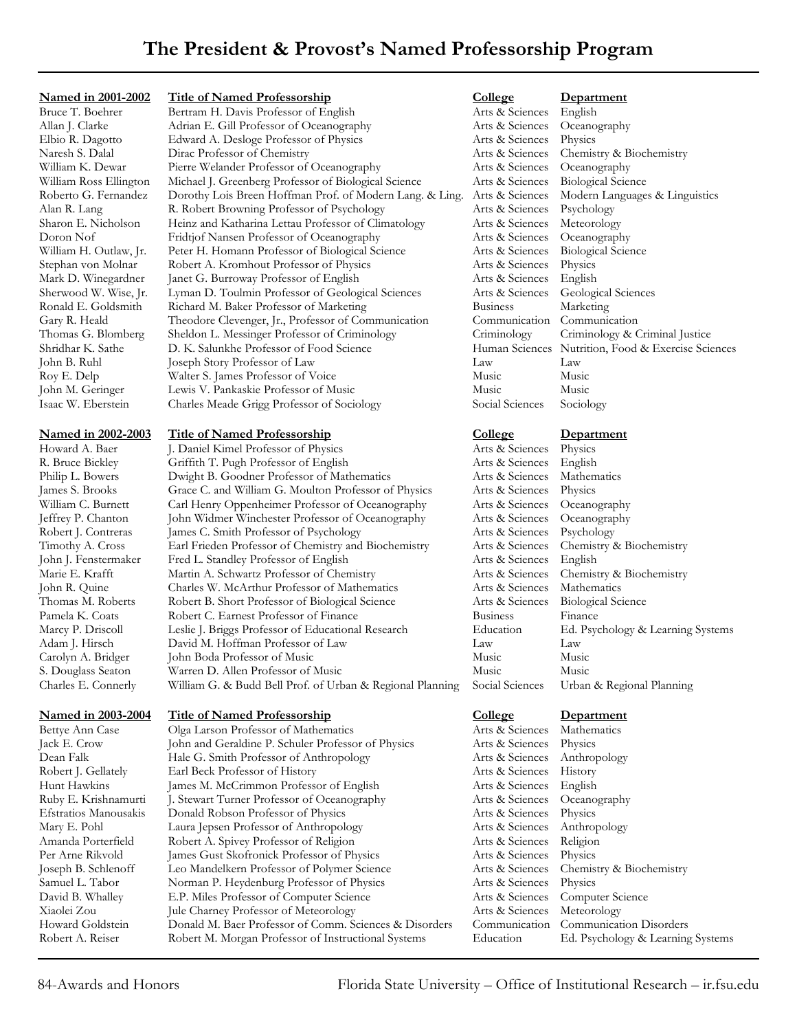# The President & Provost's Named Professorship Program

| Named in 2001-2002 | Title of Named Professorship | College | Department |
|---|---|---|---|
| Bruce T. Boehrer | Bertram H. Davis Professor of English | Arts & Sciences | English |
| Allan J. Clarke | Adrian E. Gill Professor of Oceanography | Arts & Sciences | Oceanography |
| Elbio R. Dagotto | Edward A. Desloge Professor of Physics | Arts & Sciences | Physics |
| Naresh S. Dalal | Dirac Professor of Chemistry | Arts & Sciences | Chemistry & Biochemistry |
| William K. Dewar | Pierre Welander Professor of Oceanography | Arts & Sciences | Oceanography |
| William Ross Ellington | Michael J. Greenberg Professor of Biological Science | Arts & Sciences | Biological Science |
| Roberto G. Fernandez | Dorothy Lois Breen Hoffman Prof. of Modern Lang. & Ling. | Arts & Sciences | Modern Languages & Linguistics |
| Alan R. Lang | R. Robert Browning Professor of Psychology | Arts & Sciences | Psychology |
| Sharon E. Nicholson | Heinz and Katharina Lettau Professor of Climatology | Arts & Sciences | Meteorology |
| Doron Nof | Fridtjof Nansen Professor of Oceanography | Arts & Sciences | Oceanography |
| William H. Outlaw, Jr. | Peter H. Homann Professor of Biological Science | Arts & Sciences | Biological Science |
| Stephan von Molnar | Robert A. Kromhout Professor of Physics | Arts & Sciences | Physics |
| Mark D. Winegardner | Janet G. Burroway Professor of English | Arts & Sciences | English |
| Sherwood W. Wise, Jr. | Lyman D. Toulmin Professor of Geological Sciences | Arts & Sciences | Geological Sciences |
| Ronald E. Goldsmith | Richard M. Baker Professor of Marketing | Business | Marketing |
| Gary R. Heald | Theodore Clevenger, Jr., Professor of Communication | Communication | Communication |
| Thomas G. Blomberg | Sheldon L. Messinger Professor of Criminology | Criminology | Criminology & Criminal Justice |
| Shridhar K. Sathe | D. K. Salunkhe Professor of Food Science | Human Sciences | Nutrition, Food & Exercise Sciences |
| John B. Ruhl | Joseph Story Professor of Law | Law | Law |
| Roy E. Delp | Walter S. James Professor of Voice | Music | Music |
| John M. Geringer | Lewis V. Pankaskie Professor of Music | Music | Music |
| Isaac W. Eberstein | Charles Meade Grigg Professor of Sociology | Social Sciences | Sociology |

| Named in 2002-2003 | Title of Named Professorship | College | Department |
|---|---|---|---|
| Howard A. Baer | J. Daniel Kimel Professor of Physics | Arts & Sciences | Physics |
| R. Bruce Bickley | Griffith T. Pugh Professor of English | Arts & Sciences | English |
| Philip L. Bowers | Dwight B. Goodner Professor of Mathematics | Arts & Sciences | Mathematics |
| James S. Brooks | Grace C. and William G. Moulton Professor of Physics | Arts & Sciences | Physics |
| William C. Burnett | Carl Henry Oppenheimer Professor of Oceanography | Arts & Sciences | Oceanography |
| Jeffrey P. Chanton | John Widmer Winchester Professor of Oceanography | Arts & Sciences | Oceanography |
| Robert J. Contreras | James C. Smith Professor of Psychology | Arts & Sciences | Psychology |
| Timothy A. Cross | Earl Frieden Professor of Chemistry and Biochemistry | Arts & Sciences | Chemistry & Biochemistry |
| John J. Fenstermaker | Fred L. Standley Professor of English | Arts & Sciences | English |
| Marie E. Krafft | Martin A. Schwartz Professor of Chemistry | Arts & Sciences | Chemistry & Biochemistry |
| John R. Quine | Charles W. McArthur Professor of Mathematics | Arts & Sciences | Mathematics |
| Thomas M. Roberts | Robert B. Short Professor of Biological Science | Arts & Sciences | Biological Science |
| Pamela K. Coats | Robert C. Earnest Professor of Finance | Business | Finance |
| Marcy P. Driscoll | Leslie J. Briggs Professor of Educational Research | Education | Ed. Psychology & Learning Systems |
| Adam J. Hirsch | David M. Hoffman Professor of Law | Law | Law |
| Carolyn A. Bridger | John Boda Professor of Music | Music | Music |
| S. Douglass Seaton | Warren D. Allen Professor of Music | Music | Music |
| Charles E. Connerly | William G. & Budd Bell Prof. of Urban & Regional Planning | Social Sciences | Urban & Regional Planning |

| Named in 2003-2004 | Title of Named Professorship | College | Department |
|---|---|---|---|
| Bettye Ann Case | Olga Larson Professor of Mathematics | Arts & Sciences | Mathematics |
| Jack E. Crow | John and Geraldine P. Schuler Professor of Physics | Arts & Sciences | Physics |
| Dean Falk | Hale G. Smith Professor of Anthropology | Arts & Sciences | Anthropology |
| Robert J. Gellately | Earl Beck Professor of History | Arts & Sciences | History |
| Hunt Hawkins | James M. McCrimmon Professor of English | Arts & Sciences | English |
| Ruby E. Krishnamurti | J. Stewart Turner Professor of Oceanography | Arts & Sciences | Oceanography |
| Efstratios Manousakis | Donald Robson Professor of Physics | Arts & Sciences | Physics |
| Mary E. Pohl | Laura Jepsen Professor of Anthropology | Arts & Sciences | Anthropology |
| Amanda Porterfield | Robert A. Spivey Professor of Religion | Arts & Sciences | Religion |
| Per Arne Rikvold | James Gust Skofronick Professor of Physics | Arts & Sciences | Physics |
| Joseph B. Schlenoff | Leo Mandelkern Professor of Polymer Science | Arts & Sciences | Chemistry & Biochemistry |
| Samuel L. Tabor | Norman P. Heydenburg Professor of Physics | Arts & Sciences | Physics |
| David B. Whalley | E.P. Miles Professor of Computer Science | Arts & Sciences | Computer Science |
| Xiaolei Zou | Jule Charney Professor of Meteorology | Arts & Sciences | Meteorology |
| Howard Goldstein | Donald M. Baer Professor of Comm. Sciences & Disorders | Communication | Communication Disorders |
| Robert A. Reiser | Robert M. Morgan Professor of Instructional Systems | Education | Ed. Psychology & Learning Systems |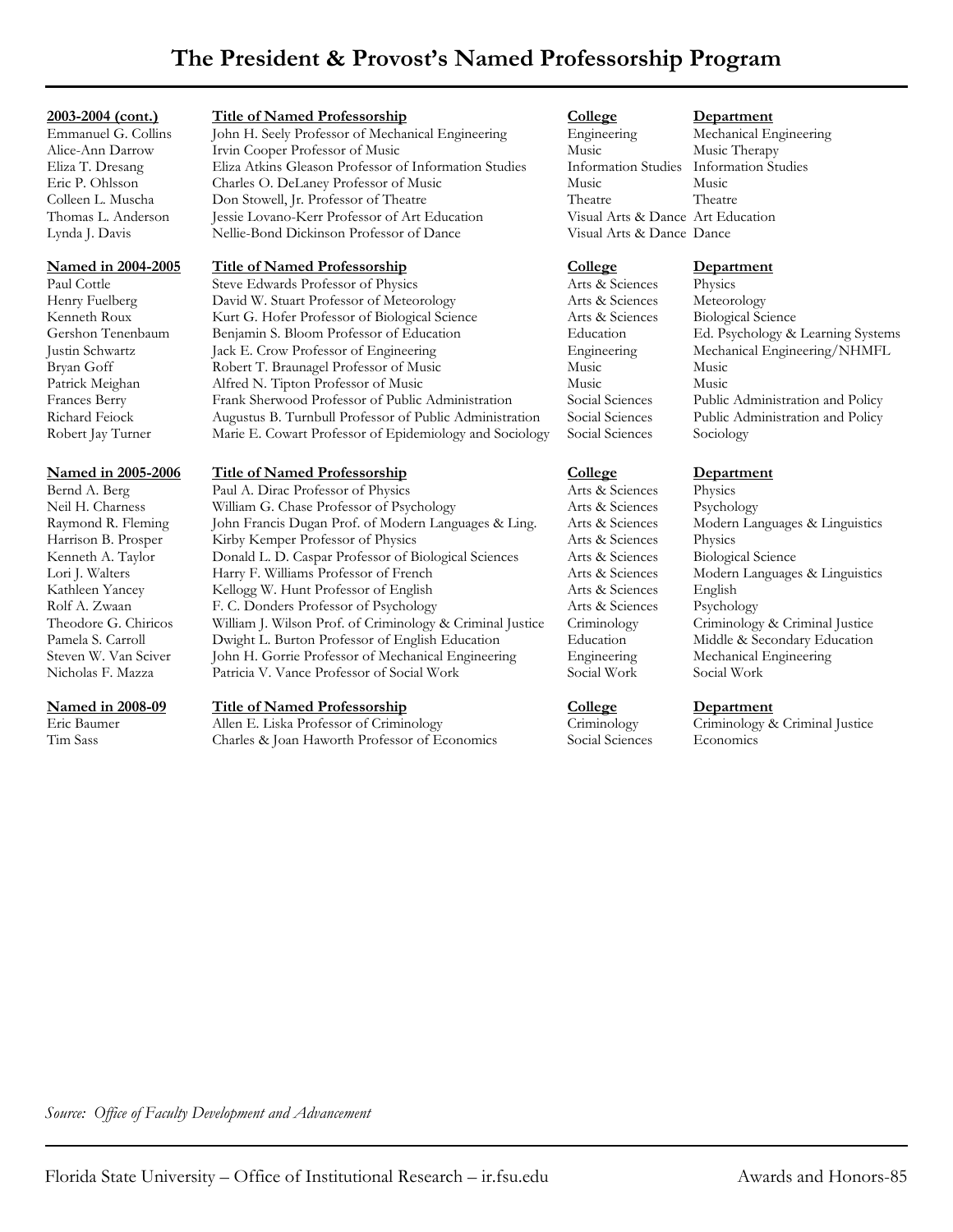# The President & Provost's Named Professorship Program

| 2003-2004 (cont.) | Title of Named Professorship | College | Department |
|---|---|---|---|
| Emmanuel G. Collins | John H. Seely Professor of Mechanical Engineering | Engineering | Mechanical Engineering |
| Alice-Ann Darrow | Irvin Cooper Professor of Music | Music | Music Therapy |
| Eliza T. Dresang | Eliza Atkins Gleason Professor of Information Studies | Information Studies | Information Studies |
| Eric P. Ohlsson | Charles O. DeLaney Professor of Music | Music | Music |
| Colleen L. Muscha | Don Stowell, Jr. Professor of Theatre | Theatre | Theatre |
| Thomas L. Anderson | Jessie Lovano-Kerr Professor of Art Education | Visual Arts & Dance | Art Education |
| Lynda J. Davis | Nellie-Bond Dickinson Professor of Dance | Visual Arts & Dance | Dance |

| Named in 2004-2005 | Title of Named Professorship | College | Department |
|---|---|---|---|
| Paul Cottle | Steve Edwards Professor of Physics | Arts & Sciences | Physics |
| Henry Fuelberg | David W. Stuart Professor of Meteorology | Arts & Sciences | Meteorology |
| Kenneth Roux | Kurt G. Hofer Professor of Biological Science | Arts & Sciences | Biological Science |
| Gershon Tenenbaum | Benjamin S. Bloom Professor of Education | Education | Ed. Psychology & Learning Systems |
| Justin Schwartz | Jack E. Crow Professor of Engineering | Engineering | Mechanical Engineering/NHMFL |
| Bryan Goff | Robert T. Braunagel Professor of Music | Music | Music |
| Patrick Meighan | Alfred N. Tipton Professor of Music | Music | Music |
| Frances Berry | Frank Sherwood Professor of Public Administration | Social Sciences | Public Administration and Policy |
| Richard Feiock | Augustus B. Turnbull Professor of Public Administration | Social Sciences | Public Administration and Policy |
| Robert Jay Turner | Marie E. Cowart Professor of Epidemiology and Sociology | Social Sciences | Sociology |

| Named in 2005-2006 | Title of Named Professorship | College | Department |
|---|---|---|---|
| Bernd A. Berg | Paul A. Dirac Professor of Physics | Arts & Sciences | Physics |
| Neil H. Charness | William G. Chase Professor of Psychology | Arts & Sciences | Psychology |
| Raymond R. Fleming | John Francis Dugan Prof. of Modern Languages & Ling. | Arts & Sciences | Modern Languages & Linguistics |
| Harrison B. Prosper | Kirby Kemper Professor of Physics | Arts & Sciences | Physics |
| Kenneth A. Taylor | Donald L. D. Caspar Professor of Biological Sciences | Arts & Sciences | Biological Science |
| Lori J. Walters | Harry F. Williams Professor of French | Arts & Sciences | Modern Languages & Linguistics |
| Kathleen Yancey | Kellogg W. Hunt Professor of English | Arts & Sciences | English |
| Rolf A. Zwaan | F. C. Donders Professor of Psychology | Arts & Sciences | Psychology |
| Theodore G. Chiricos | William J. Wilson Prof. of Criminology & Criminal Justice | Criminology | Criminology & Criminal Justice |
| Pamela S. Carroll | Dwight L. Burton Professor of English Education | Education | Middle & Secondary Education |
| Steven W. Van Sciver | John H. Gorrie Professor of Mechanical Engineering | Engineering | Mechanical Engineering |
| Nicholas F. Mazza | Patricia V. Vance Professor of Social Work | Social Work | Social Work |

| Named in 2008-09 | Title of Named Professorship | College | Department |
|---|---|---|---|
| Eric Baumer | Allen E. Liska Professor of Criminology | Criminology | Criminology & Criminal Justice |
| Tim Sass | Charles & Joan Haworth Professor of Economics | Social Sciences | Economics |

*Source: Office of Faculty Development and Advancement*